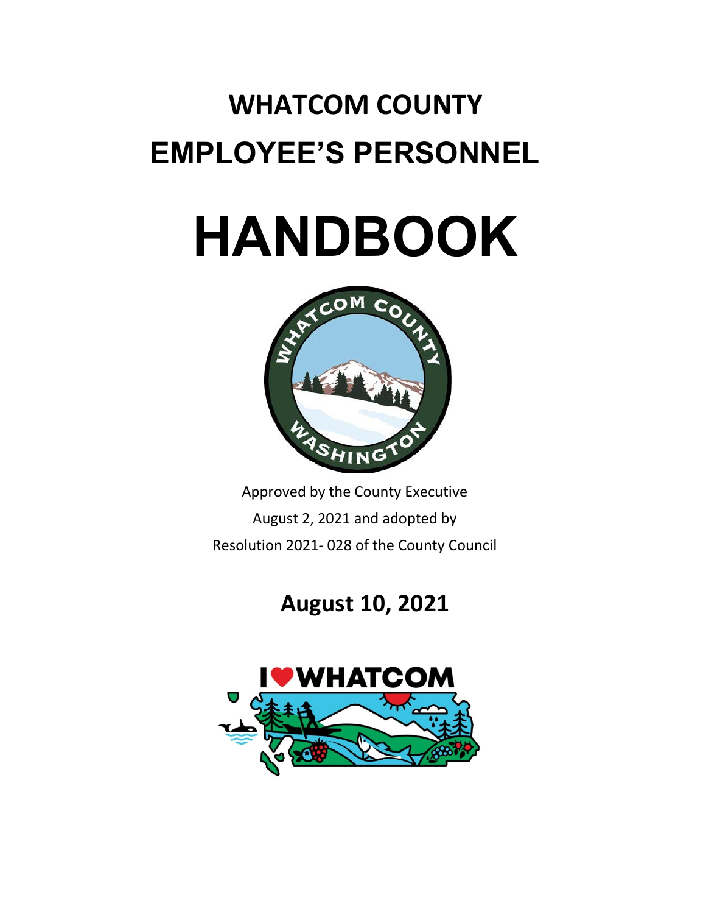# WHATCOM COUNTY

# EMPLOYEE'S PERSONNEL

# HANDBOOK

Approved by the County Executive
August 2, 2021 and adopted by
Resolution 2021- 028 of the County Council

**August 10, 2021**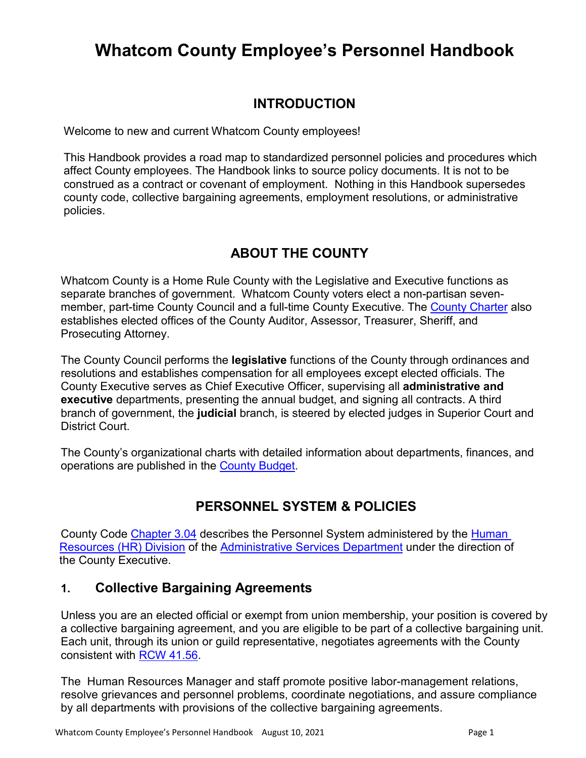# Whatcom County Employee's Personnel Handbook

## INTRODUCTION

Welcome to new and current Whatcom County employees!

This Handbook provides a road map to standardized personnel policies and procedures which affect County employees. The Handbook links to source policy documents. It is not to be construed as a contract or covenant of employment. Nothing in this Handbook supersedes county code, collective bargaining agreements, employment resolutions, or administrative policies.

## ABOUT THE COUNTY

Whatcom County is a Home Rule County with the Legislative and Executive functions as separate branches of government. Whatcom County voters elect a non-partisan seven-member, part-time County Council and a full-time County Executive. The County Charter also establishes elected offices of the County Auditor, Assessor, Treasurer, Sheriff, and Prosecuting Attorney.

The County Council performs the **legislative** functions of the County through ordinances and resolutions and establishes compensation for all employees except elected officials. The County Executive serves as Chief Executive Officer, supervising all **administrative and executive** departments, presenting the annual budget, and signing all contracts. A third branch of government, the **judicial** branch, is steered by elected judges in Superior Court and District Court.

The County's organizational charts with detailed information about departments, finances, and operations are published in the County Budget.

## PERSONNEL SYSTEM & POLICIES

County Code Chapter 3.04 describes the Personnel System administered by the Human Resources (HR) Division of the Administrative Services Department under the direction of the County Executive.

### 1. Collective Bargaining Agreements

Unless you are an elected official or exempt from union membership, your position is covered by a collective bargaining agreement, and you are eligible to be part of a collective bargaining unit. Each unit, through its union or guild representative, negotiates agreements with the County consistent with RCW 41.56.

The Human Resources Manager and staff promote positive labor-management relations, resolve grievances and personnel problems, coordinate negotiations, and assure compliance by all departments with provisions of the collective bargaining agreements.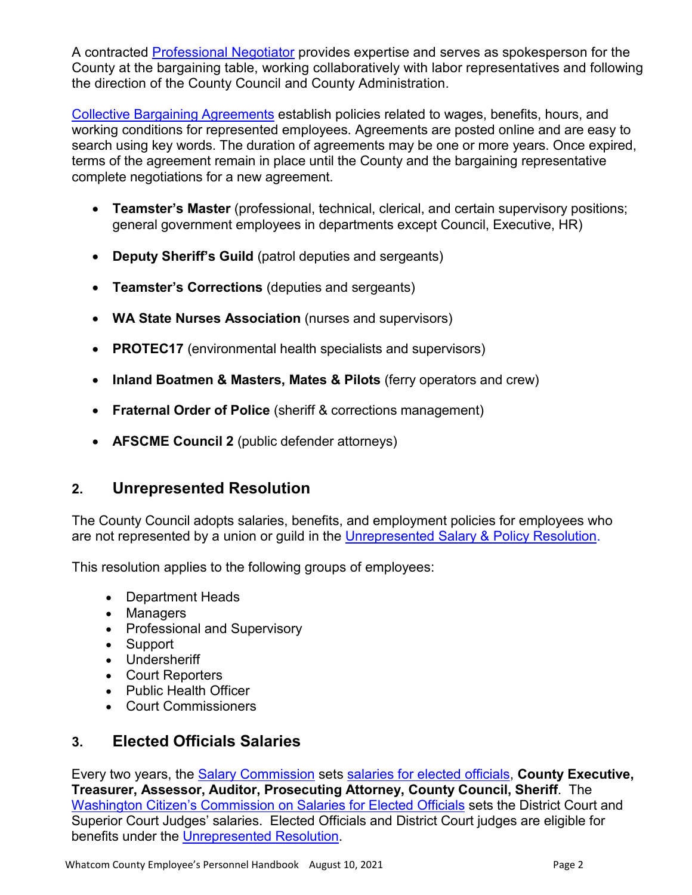A contracted Professional Negotiator provides expertise and serves as spokesperson for the County at the bargaining table, working collaboratively with labor representatives and following the direction of the County Council and County Administration.

Collective Bargaining Agreements establish policies related to wages, benefits, hours, and working conditions for represented employees. Agreements are posted online and are easy to search using key words. The duration of agreements may be one or more years. Once expired, terms of the agreement remain in place until the County and the bargaining representative complete negotiations for a new agreement.

- **Teamster's Master** (professional, technical, clerical, and certain supervisory positions; general government employees in departments except Council, Executive, HR)
- **Deputy Sheriff's Guild** (patrol deputies and sergeants)
- **Teamster's Corrections** (deputies and sergeants)
- **WA State Nurses Association** (nurses and supervisors)
- **PROTEC17** (environmental health specialists and supervisors)
- **Inland Boatmen & Masters, Mates & Pilots** (ferry operators and crew)
- **Fraternal Order of Police** (sheriff & corrections management)
- **AFSCME Council 2** (public defender attorneys)

## 2. Unrepresented Resolution

The County Council adopts salaries, benefits, and employment policies for employees who are not represented by a union or guild in the Unrepresented Salary & Policy Resolution.

This resolution applies to the following groups of employees:

- Department Heads
- Managers
- Professional and Supervisory
- Support
- Undersheriff
- Court Reporters
- Public Health Officer
- Court Commissioners

## 3. Elected Officials Salaries

Every two years, the Salary Commission sets salaries for elected officials, **County Executive, Treasurer, Assessor, Auditor, Prosecuting Attorney, County Council, Sheriff**. The Washington Citizen's Commission on Salaries for Elected Officials sets the District Court and Superior Court Judges' salaries. Elected Officials and District Court judges are eligible for benefits under the Unrepresented Resolution.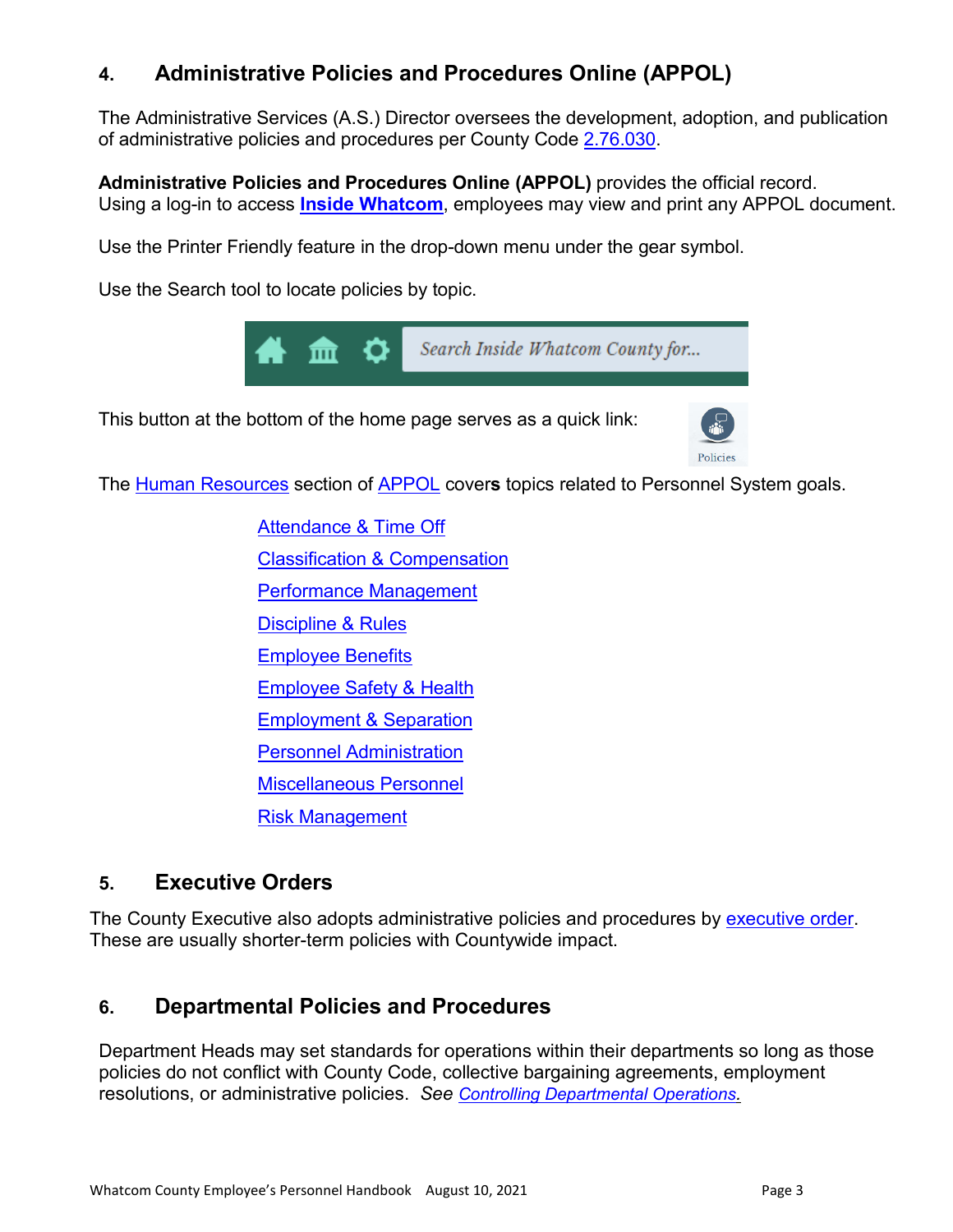## 4. Administrative Policies and Procedures Online (APPOL)

The Administrative Services (A.S.) Director oversees the development, adoption, and publication of administrative policies and procedures per County Code 2.76.030.

**Administrative Policies and Procedures Online (APPOL)** provides the official record. Using a log-in to access **Inside Whatcom**, employees may view and print any APPOL document.

Use the Printer Friendly feature in the drop-down menu under the gear symbol.

Use the Search tool to locate policies by topic.

This button at the bottom of the home page serves as a quick link:

The Human Resources section of APPOL covers topics related to Personnel System goals.

- Attendance & Time Off
- Classification & Compensation
- Performance Management
- Discipline & Rules
- Employee Benefits
- Employee Safety & Health
- Employment & Separation
- Personnel Administration
- Miscellaneous Personnel
- Risk Management

## 5. Executive Orders

The County Executive also adopts administrative policies and procedures by executive order. These are usually shorter-term policies with Countywide impact.

## 6. Departmental Policies and Procedures

Department Heads may set standards for operations within their departments so long as those policies do not conflict with County Code, collective bargaining agreements, employment resolutions, or administrative policies. *See Controlling Departmental Operations.*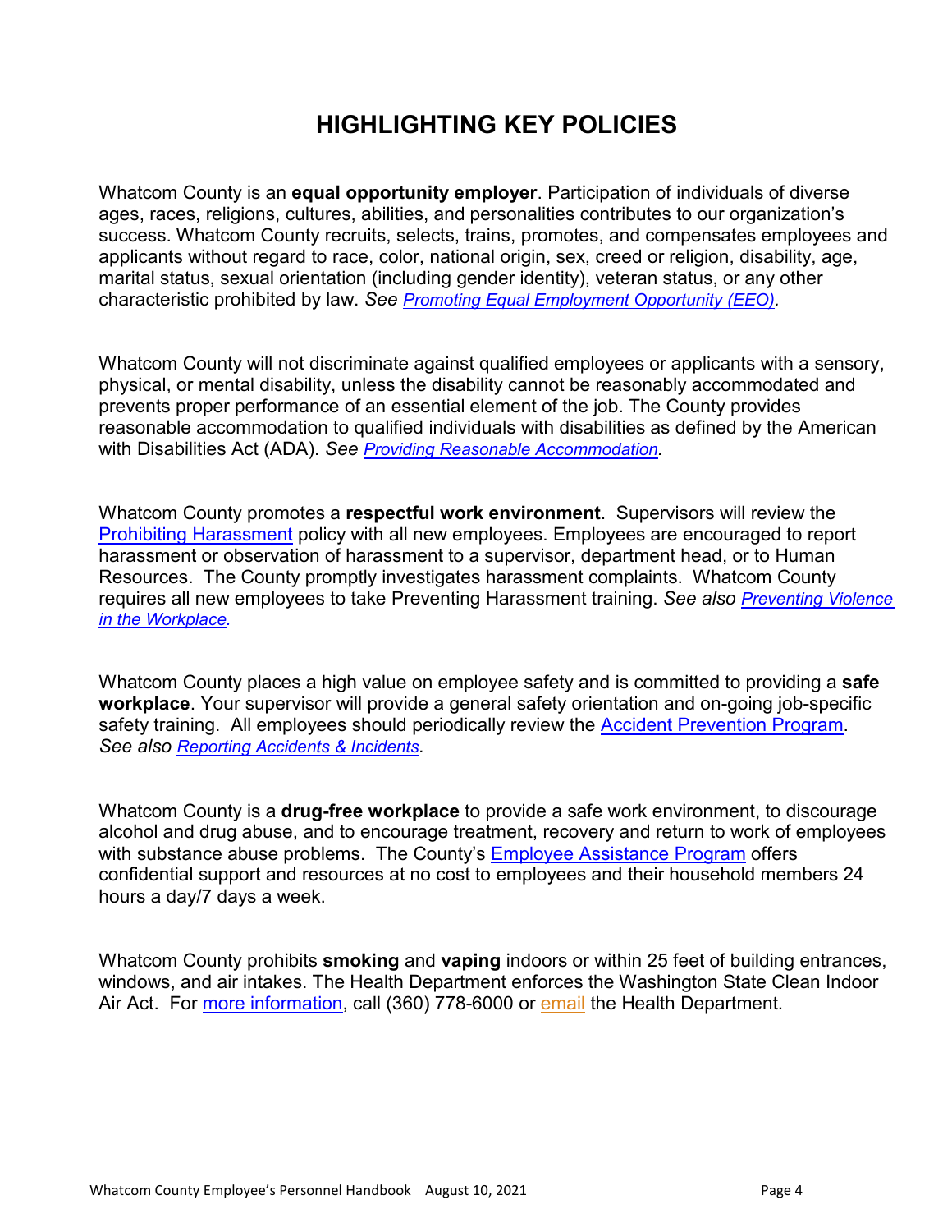# HIGHLIGHTING KEY POLICIES

Whatcom County is an **equal opportunity employer**. Participation of individuals of diverse ages, races, religions, cultures, abilities, and personalities contributes to our organization's success. Whatcom County recruits, selects, trains, promotes, and compensates employees and applicants without regard to race, color, national origin, sex, creed or religion, disability, age, marital status, sexual orientation (including gender identity), veteran status, or any other characteristic prohibited by law. *See Promoting Equal Employment Opportunity (EEO).*

Whatcom County will not discriminate against qualified employees or applicants with a sensory, physical, or mental disability, unless the disability cannot be reasonably accommodated and prevents proper performance of an essential element of the job. The County provides reasonable accommodation to qualified individuals with disabilities as defined by the American with Disabilities Act (ADA). *See Providing Reasonable Accommodation.*

Whatcom County promotes a **respectful work environment**. Supervisors will review the Prohibiting Harassment policy with all new employees. Employees are encouraged to report harassment or observation of harassment to a supervisor, department head, or to Human Resources. The County promptly investigates harassment complaints. Whatcom County requires all new employees to take Preventing Harassment training. *See also Preventing Violence in the Workplace.*

Whatcom County places a high value on employee safety and is committed to providing a **safe workplace**. Your supervisor will provide a general safety orientation and on-going job-specific safety training. All employees should periodically review the Accident Prevention Program. *See also Reporting Accidents & Incidents.*

Whatcom County is a **drug-free workplace** to provide a safe work environment, to discourage alcohol and drug abuse, and to encourage treatment, recovery and return to work of employees with substance abuse problems. The County's Employee Assistance Program offers confidential support and resources at no cost to employees and their household members 24 hours a day/7 days a week.

Whatcom County prohibits **smoking** and **vaping** indoors or within 25 feet of building entrances, windows, and air intakes. The Health Department enforces the Washington State Clean Indoor Air Act. For more information, call (360) 778-6000 or email the Health Department.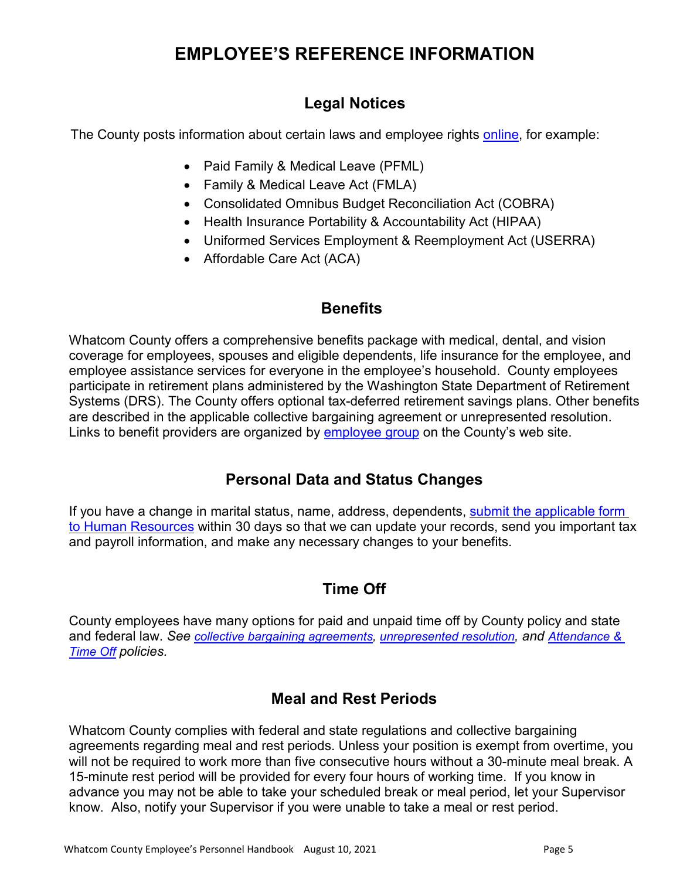# EMPLOYEE'S REFERENCE INFORMATION

## Legal Notices

The County posts information about certain laws and employee rights online, for example:

- Paid Family & Medical Leave (PFML)
- Family & Medical Leave Act (FMLA)
- Consolidated Omnibus Budget Reconciliation Act (COBRA)
- Health Insurance Portability & Accountability Act (HIPAA)
- Uniformed Services Employment & Reemployment Act (USERRA)
- Affordable Care Act (ACA)

## Benefits

Whatcom County offers a comprehensive benefits package with medical, dental, and vision coverage for employees, spouses and eligible dependents, life insurance for the employee, and employee assistance services for everyone in the employee's household. County employees participate in retirement plans administered by the Washington State Department of Retirement Systems (DRS). The County offers optional tax-deferred retirement savings plans. Other benefits are described in the applicable collective bargaining agreement or unrepresented resolution. Links to benefit providers are organized by employee group on the County's web site.

## Personal Data and Status Changes

If you have a change in marital status, name, address, dependents, submit the applicable form to Human Resources within 30 days so that we can update your records, send you important tax and payroll information, and make any necessary changes to your benefits.

## Time Off

County employees have many options for paid and unpaid time off by County policy and state and federal law. *See collective bargaining agreements, unrepresented resolution, and Attendance & Time Off policies.*

## Meal and Rest Periods

Whatcom County complies with federal and state regulations and collective bargaining agreements regarding meal and rest periods. Unless your position is exempt from overtime, you will not be required to work more than five consecutive hours without a 30-minute meal break. A 15-minute rest period will be provided for every four hours of working time. If you know in advance you may not be able to take your scheduled break or meal period, let your Supervisor know. Also, notify your Supervisor if you were unable to take a meal or rest period.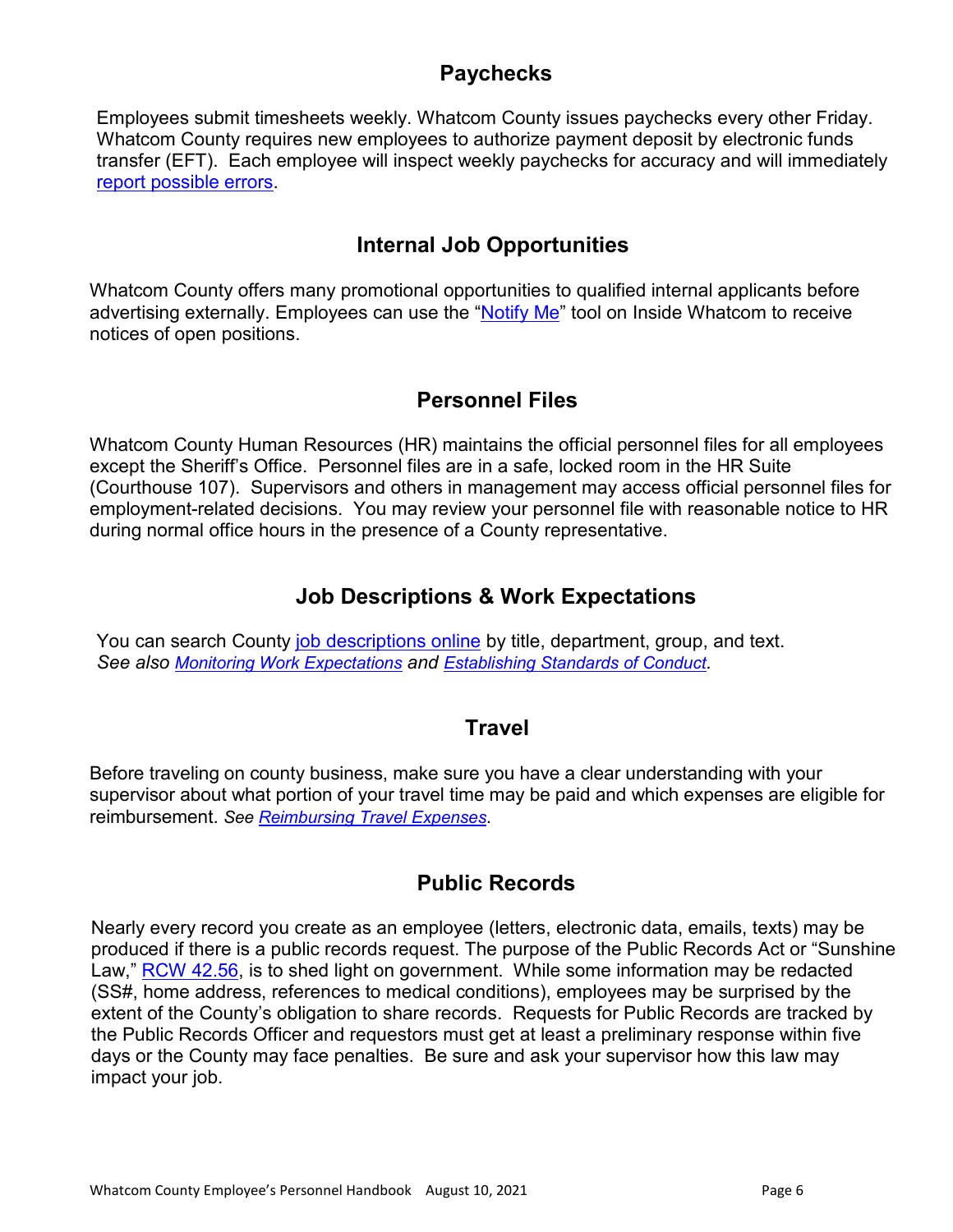## Paychecks

Employees submit timesheets weekly. Whatcom County issues paychecks every other Friday. Whatcom County requires new employees to authorize payment deposit by electronic funds transfer (EFT). Each employee will inspect weekly paychecks for accuracy and will immediately report possible errors.

## Internal Job Opportunities

Whatcom County offers many promotional opportunities to qualified internal applicants before advertising externally. Employees can use the "Notify Me" tool on Inside Whatcom to receive notices of open positions.

## Personnel Files

Whatcom County Human Resources (HR) maintains the official personnel files for all employees except the Sheriff's Office. Personnel files are in a safe, locked room in the HR Suite (Courthouse 107). Supervisors and others in management may access official personnel files for employment-related decisions. You may review your personnel file with reasonable notice to HR during normal office hours in the presence of a County representative.

## Job Descriptions & Work Expectations

You can search County job descriptions online by title, department, group, and text. *See also Monitoring Work Expectations and Establishing Standards of Conduct.*

## Travel

Before traveling on county business, make sure you have a clear understanding with your supervisor about what portion of your travel time may be paid and which expenses are eligible for reimbursement. *See Reimbursing Travel Expenses.*

## Public Records

Nearly every record you create as an employee (letters, electronic data, emails, texts) may be produced if there is a public records request. The purpose of the Public Records Act or "Sunshine Law," RCW 42.56, is to shed light on government. While some information may be redacted (SS#, home address, references to medical conditions), employees may be surprised by the extent of the County's obligation to share records. Requests for Public Records are tracked by the Public Records Officer and requestors must get at least a preliminary response within five days or the County may face penalties. Be sure and ask your supervisor how this law may impact your job.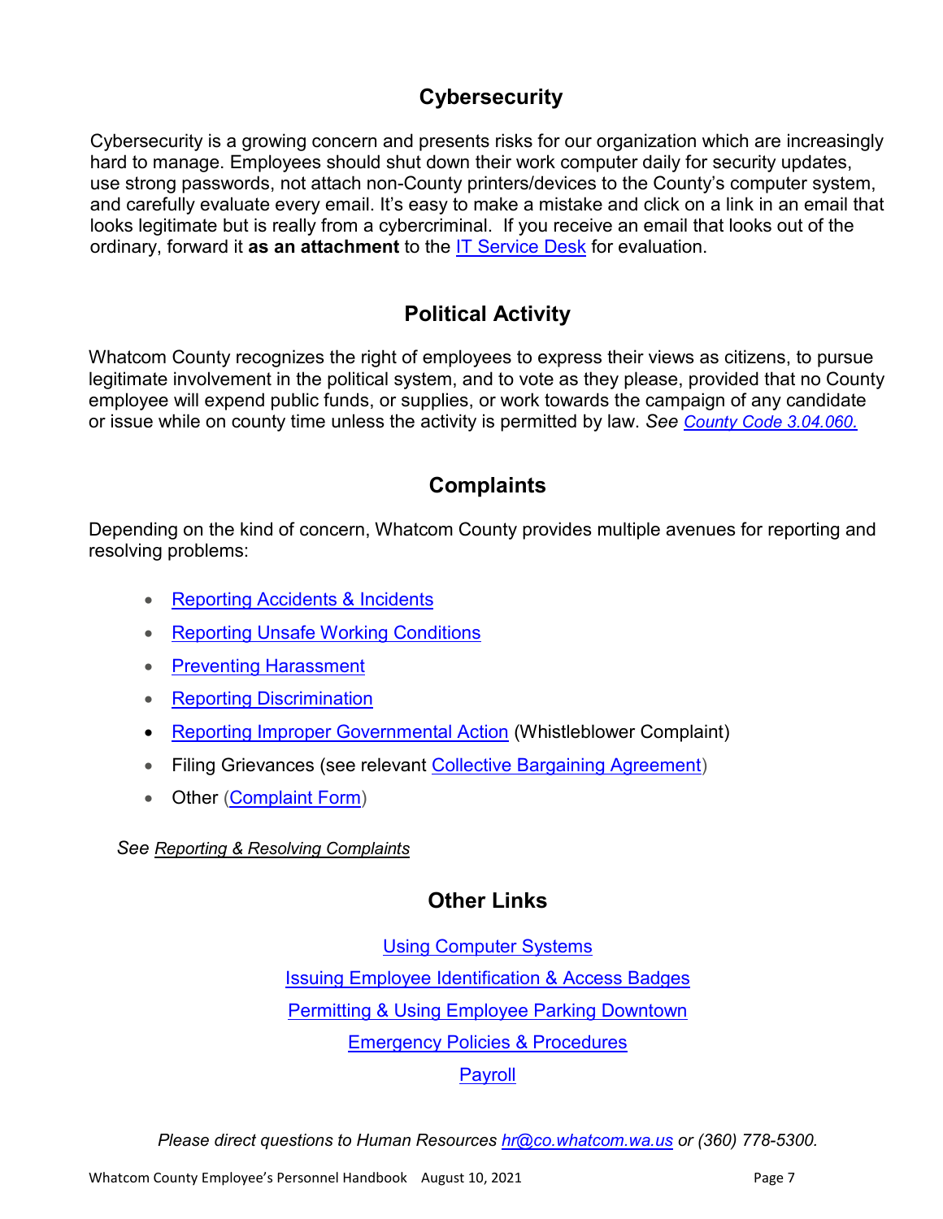## Cybersecurity

Cybersecurity is a growing concern and presents risks for our organization which are increasingly hard to manage. Employees should shut down their work computer daily for security updates, use strong passwords, not attach non-County printers/devices to the County's computer system, and carefully evaluate every email. It's easy to make a mistake and click on a link in an email that looks legitimate but is really from a cybercriminal. If you receive an email that looks out of the ordinary, forward it **as an attachment** to the IT Service Desk for evaluation.

## Political Activity

Whatcom County recognizes the right of employees to express their views as citizens, to pursue legitimate involvement in the political system, and to vote as they please, provided that no County employee will expend public funds, or supplies, or work towards the campaign of any candidate or issue while on county time unless the activity is permitted by law. *See County Code 3.04.060.*

## Complaints

Depending on the kind of concern, Whatcom County provides multiple avenues for reporting and resolving problems:

- Reporting Accidents & Incidents
- Reporting Unsafe Working Conditions
- Preventing Harassment
- Reporting Discrimination
- Reporting Improper Governmental Action (Whistleblower Complaint)
- Filing Grievances (see relevant Collective Bargaining Agreement)
- Other (Complaint Form)

*See Reporting & Resolving Complaints*

## Other Links

Using Computer Systems

Issuing Employee Identification & Access Badges

Permitting & Using Employee Parking Downtown

Emergency Policies & Procedures

Payroll

*Please direct questions to Human Resources hr@co.whatcom.wa.us or (360) 778-5300.*